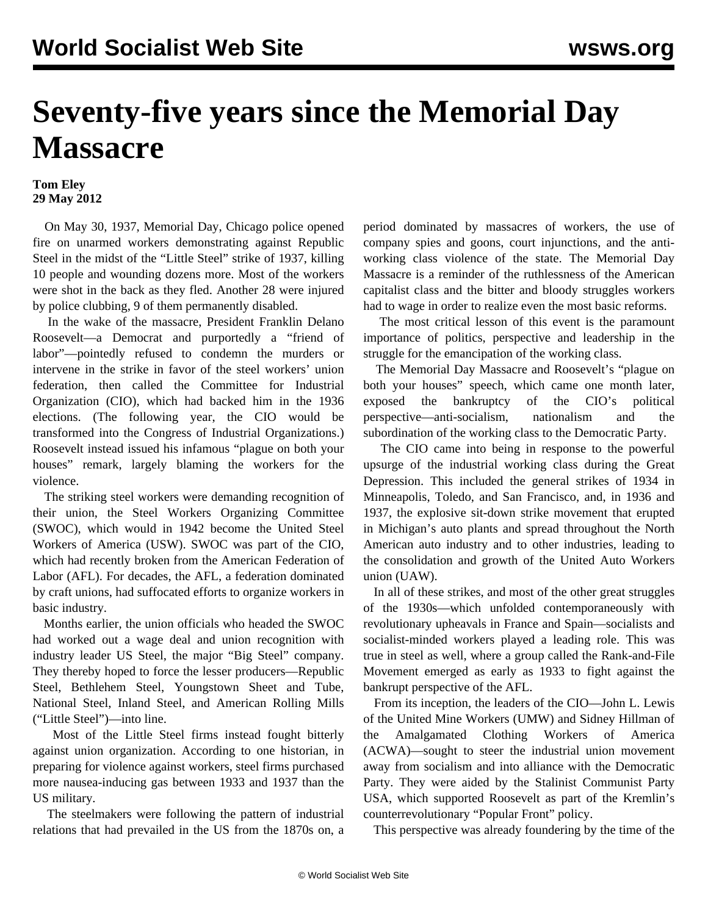# Seventy-five years since the Memorial Day Massacre

**Tom Eley**
**29 May 2012**

On May 30, 1937, Memorial Day, Chicago police opened fire on unarmed workers demonstrating against Republic Steel in the midst of the "Little Steel" strike of 1937, killing 10 people and wounding dozens more. Most of the workers were shot in the back as they fled. Another 28 were injured by police clubbing, 9 of them permanently disabled.

In the wake of the massacre, President Franklin Delano Roosevelt—a Democrat and purportedly a "friend of labor"—pointedly refused to condemn the murders or intervene in the strike in favor of the steel workers' union federation, then called the Committee for Industrial Organization (CIO), which had backed him in the 1936 elections. (The following year, the CIO would be transformed into the Congress of Industrial Organizations.) Roosevelt instead issued his infamous "plague on both your houses" remark, largely blaming the workers for the violence.

The striking steel workers were demanding recognition of their union, the Steel Workers Organizing Committee (SWOC), which would in 1942 become the United Steel Workers of America (USW). SWOC was part of the CIO, which had recently broken from the American Federation of Labor (AFL). For decades, the AFL, a federation dominated by craft unions, had suffocated efforts to organize workers in basic industry.

Months earlier, the union officials who headed the SWOC had worked out a wage deal and union recognition with industry leader US Steel, the major "Big Steel" company. They thereby hoped to force the lesser producers—Republic Steel, Bethlehem Steel, Youngstown Sheet and Tube, National Steel, Inland Steel, and American Rolling Mills ("Little Steel")—into line.

Most of the Little Steel firms instead fought bitterly against union organization. According to one historian, in preparing for violence against workers, steel firms purchased more nausea-inducing gas between 1933 and 1937 than the US military.

The steelmakers were following the pattern of industrial relations that had prevailed in the US from the 1870s on, a period dominated by massacres of workers, the use of company spies and goons, court injunctions, and the anti-working class violence of the state. The Memorial Day Massacre is a reminder of the ruthlessness of the American capitalist class and the bitter and bloody struggles workers had to wage in order to realize even the most basic reforms.

The most critical lesson of this event is the paramount importance of politics, perspective and leadership in the struggle for the emancipation of the working class.

The Memorial Day Massacre and Roosevelt's "plague on both your houses" speech, which came one month later, exposed the bankruptcy of the CIO's political perspective—anti-socialism, nationalism and the subordination of the working class to the Democratic Party.

The CIO came into being in response to the powerful upsurge of the industrial working class during the Great Depression. This included the general strikes of 1934 in Minneapolis, Toledo, and San Francisco, and, in 1936 and 1937, the explosive sit-down strike movement that erupted in Michigan's auto plants and spread throughout the North American auto industry and to other industries, leading to the consolidation and growth of the United Auto Workers union (UAW).

In all of these strikes, and most of the other great struggles of the 1930s—which unfolded contemporaneously with revolutionary upheavals in France and Spain—socialists and socialist-minded workers played a leading role. This was true in steel as well, where a group called the Rank-and-File Movement emerged as early as 1933 to fight against the bankrupt perspective of the AFL.

From its inception, the leaders of the CIO—John L. Lewis of the United Mine Workers (UMW) and Sidney Hillman of the Amalgamated Clothing Workers of America (ACWA)—sought to steer the industrial union movement away from socialism and into alliance with the Democratic Party. They were aided by the Stalinist Communist Party USA, which supported Roosevelt as part of the Kremlin's counterrevolutionary "Popular Front" policy.

This perspective was already foundering by the time of the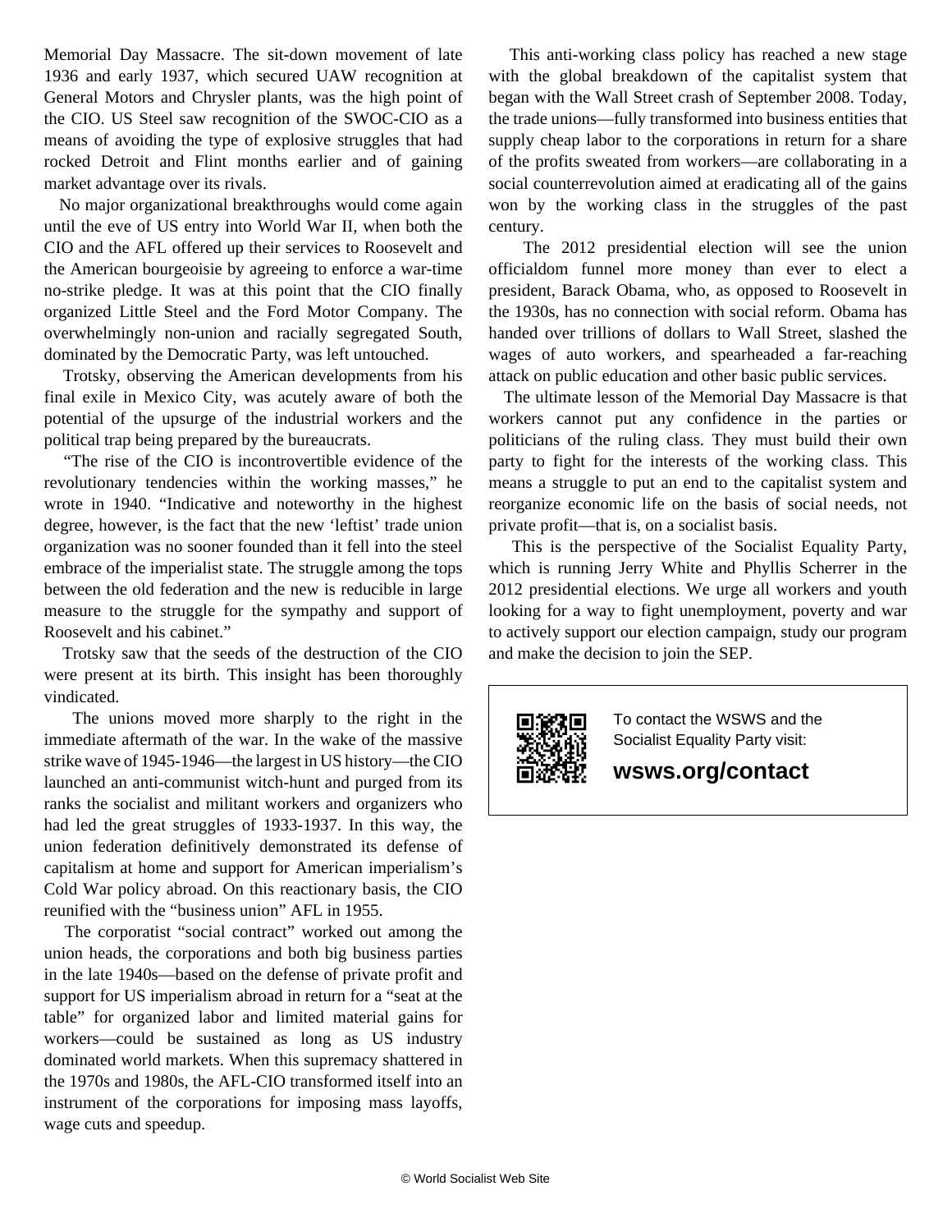Memorial Day Massacre. The sit-down movement of late 1936 and early 1937, which secured UAW recognition at General Motors and Chrysler plants, was the high point of the CIO. US Steel saw recognition of the SWOC-CIO as a means of avoiding the type of explosive struggles that had rocked Detroit and Flint months earlier and of gaining market advantage over its rivals.

No major organizational breakthroughs would come again until the eve of US entry into World War II, when both the CIO and the AFL offered up their services to Roosevelt and the American bourgeoisie by agreeing to enforce a war-time no-strike pledge. It was at this point that the CIO finally organized Little Steel and the Ford Motor Company. The overwhelmingly non-union and racially segregated South, dominated by the Democratic Party, was left untouched.

Trotsky, observing the American developments from his final exile in Mexico City, was acutely aware of both the potential of the upsurge of the industrial workers and the political trap being prepared by the bureaucrats.

"The rise of the CIO is incontrovertible evidence of the revolutionary tendencies within the working masses," he wrote in 1940. "Indicative and noteworthy in the highest degree, however, is the fact that the new 'leftist' trade union organization was no sooner founded than it fell into the steel embrace of the imperialist state. The struggle among the tops between the old federation and the new is reducible in large measure to the struggle for the sympathy and support of Roosevelt and his cabinet."

Trotsky saw that the seeds of the destruction of the CIO were present at its birth. This insight has been thoroughly vindicated.

The unions moved more sharply to the right in the immediate aftermath of the war. In the wake of the massive strike wave of 1945-1946—the largest in US history—the CIO launched an anti-communist witch-hunt and purged from its ranks the socialist and militant workers and organizers who had led the great struggles of 1933-1937. In this way, the union federation definitively demonstrated its defense of capitalism at home and support for American imperialism's Cold War policy abroad. On this reactionary basis, the CIO reunified with the "business union" AFL in 1955.

The corporatist "social contract" worked out among the union heads, the corporations and both big business parties in the late 1940s—based on the defense of private profit and support for US imperialism abroad in return for a "seat at the table" for organized labor and limited material gains for workers—could be sustained as long as US industry dominated world markets. When this supremacy shattered in the 1970s and 1980s, the AFL-CIO transformed itself into an instrument of the corporations for imposing mass layoffs, wage cuts and speedup.

This anti-working class policy has reached a new stage with the global breakdown of the capitalist system that began with the Wall Street crash of September 2008. Today, the trade unions—fully transformed into business entities that supply cheap labor to the corporations in return for a share of the profits sweated from workers—are collaborating in a social counterrevolution aimed at eradicating all of the gains won by the working class in the struggles of the past century.

The 2012 presidential election will see the union officialdom funnel more money than ever to elect a president, Barack Obama, who, as opposed to Roosevelt in the 1930s, has no connection with social reform. Obama has handed over trillions of dollars to Wall Street, slashed the wages of auto workers, and spearheaded a far-reaching attack on public education and other basic public services.

The ultimate lesson of the Memorial Day Massacre is that workers cannot put any confidence in the parties or politicians of the ruling class. They must build their own party to fight for the interests of the working class. This means a struggle to put an end to the capitalist system and reorganize economic life on the basis of social needs, not private profit—that is, on a socialist basis.

This is the perspective of the Socialist Equality Party, which is running Jerry White and Phyllis Scherrer in the 2012 presidential elections. We urge all workers and youth looking for a way to fight unemployment, poverty and war to actively support our election campaign, study our program and make the decision to join the SEP.

To contact the WSWS and the Socialist Equality Party visit:

**wsws.org/contact**